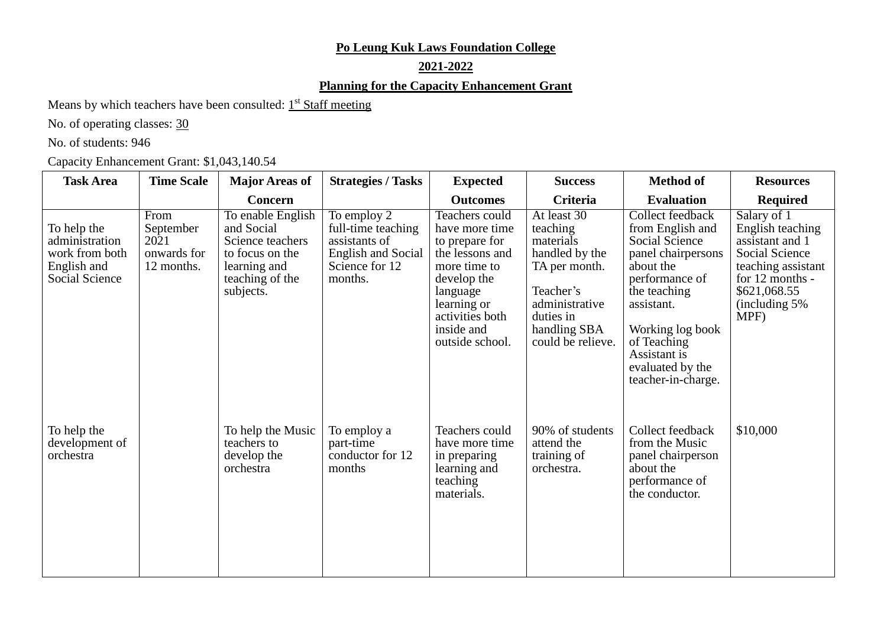**Po Leung Kuk Laws Foundation College**

**2021-2022**

**Planning for the Capacity Enhancement Grant**

Means by which teachers have been consulted: 1st Staff meeting

No. of operating classes: 30

No. of students: 946

Capacity Enhancement Grant: $1,043,140.54

| Task Area | Time Scale | Major Areas of Concern | Strategies / Tasks | Expected Outcomes | Success Criteria | Method of Evaluation | Resources Required |
|---|---|---|---|---|---|---|---|
| To help the administration work from both English and Social Science | From September 2021 onwards for 12 months. | To enable English and Social Science teachers to focus on the learning and teaching of the subjects. | To employ 2 full-time teaching assistants of English and Social Science for 12 months. | Teachers could have more time to prepare for the lessons and more time to develop the language learning or activities both inside and outside school. | At least 30 teaching materials handled by the TA per month.<br><br>Teacher's administrative duties in handling SBA could be relieve. | Collect feedback from English and Social Science panel chairpersons about the performance of the teaching assistant.<br><br>Working log book of Teaching Assistant is evaluated by the teacher-in-charge. | Salary of 1 English teaching assistant and 1 Social Science teaching assistant for 12 months - $621,068.55 (including 5% MPF) |
| To help the development of orchestra | | To help the Music teachers to develop the orchestra | To employ a part-time conductor for 12 months | Teachers could have more time in preparing learning and teaching materials. | 90% of students attend the training of orchestra. | Collect feedback from the Music panel chairperson about the performance of the conductor. | $10,000 |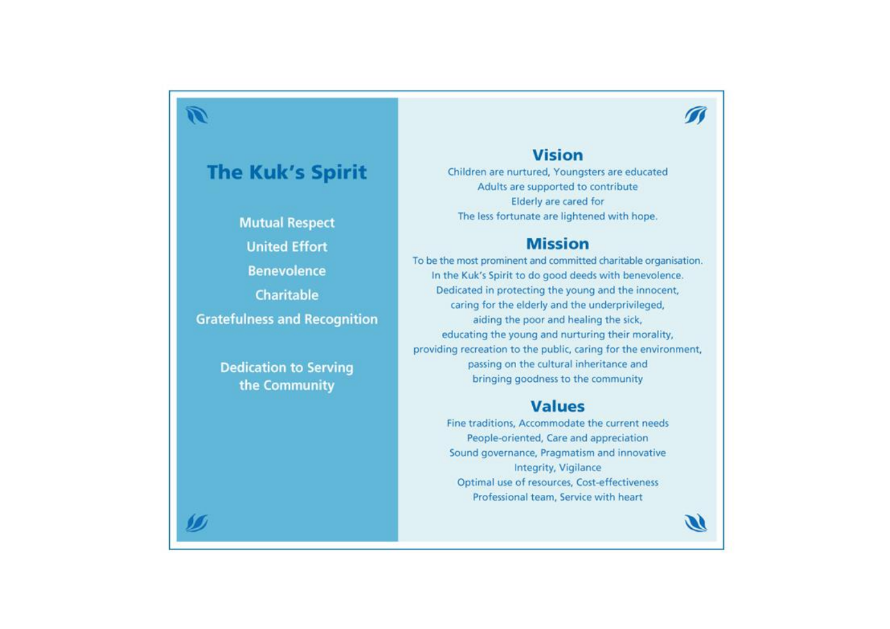# The Kuk's Spirit

Mutual Respect

United Effort

Benevolence

Charitable

Gratefulness and Recognition

Dedication to Serving the Community

## Vision

Children are nurtured, Youngsters are educated
Adults are supported to contribute
Elderly are cared for
The less fortunate are lightened with hope.

## Mission

To be the most prominent and committed charitable organisation.
In the Kuk's Spirit to do good deeds with benevolence.
Dedicated in protecting the young and the innocent,
caring for the elderly and the underprivileged,
aiding the poor and healing the sick,
educating the young and nurturing their morality,
providing recreation to the public, caring for the environment,
passing on the cultural inheritance and
bringing goodness to the community

## Values

Fine traditions, Accommodate the current needs
People-oriented, Care and appreciation
Sound governance, Pragmatism and innovative
Integrity, Vigilance
Optimal use of resources, Cost-effectiveness
Professional team, Service with heart